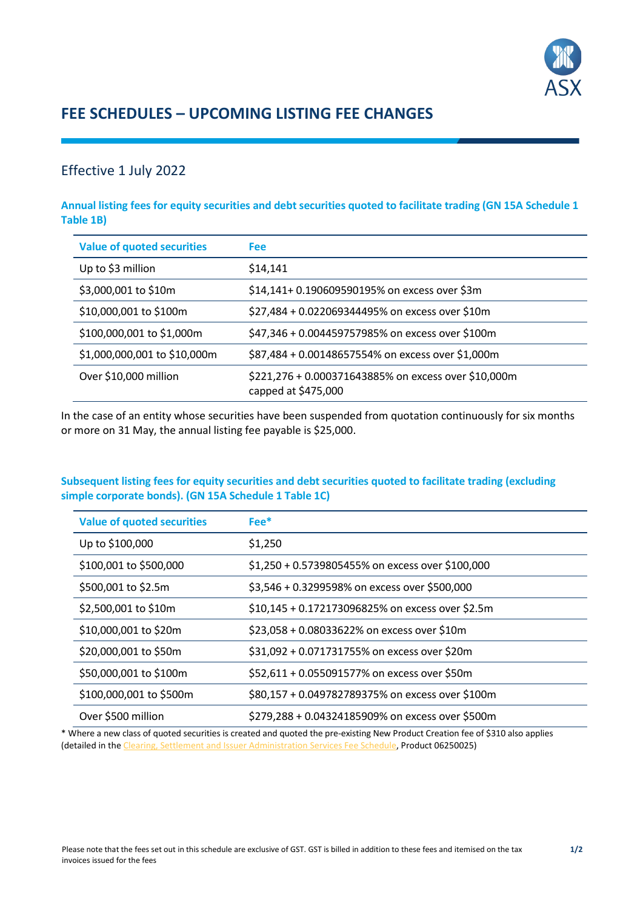# FEE SCHEDULES – UPCOMING LISTING FEE CHANGES

## Effective 1 July 2022

### Annual listing fees for equity securities and debt securities quoted to facilitate trading (GN 15A Schedule 1 Table 1B)

| Value of quoted securities | Fee |
|---|---|
| Up to $3 million | $14,141 |
| $3,000,001 to $10m | $14,141+ 0.190609590195% on excess over $3m |
| $10,000,001 to $100m | $27,484 + 0.022069344495% on excess over $10m |
| $100,000,001 to $1,000m | $47,346 + 0.004459757985% on excess over $100m |
| $1,000,000,001 to $10,000m | $87,484 + 0.00148657554% on excess over $1,000m |
| Over $10,000 million | $221,276 + 0.000371643885% on excess over $10,000m capped at $475,000 |

In the case of an entity whose securities have been suspended from quotation continuously for six months or more on 31 May, the annual listing fee payable is $25,000.

### Subsequent listing fees for equity securities and debt securities quoted to facilitate trading (excluding simple corporate bonds). (GN 15A Schedule 1 Table 1C)

| Value of quoted securities | Fee* |
|---|---|
| Up to $100,000 | $1,250 |
| $100,001 to $500,000 | $1,250 + 0.5739805455% on excess over $100,000 |
| $500,001 to $2.5m | $3,546 + 0.3299598% on excess over $500,000 |
| $2,500,001 to $10m | $10,145 + 0.172173096825% on excess over $2.5m |
| $10,000,001 to $20m | $23,058 + 0.08033622% on excess over $10m |
| $20,000,001 to $50m | $31,092 + 0.071731755% on excess over $20m |
| $50,000,001 to $100m | $52,611 + 0.055091577% on excess over $50m |
| $100,000,001 to $500m | $80,157 + 0.049782789375% on excess over $100m |
| Over $500 million | $279,288 + 0.04324185909% on excess over $500m |

* Where a new class of quoted securities is created and quoted the pre-existing New Product Creation fee of $310 also applies (detailed in the Clearing, Settlement and Issuer Administration Services Fee Schedule, Product 06250025)

Please note that the fees set out in this schedule are exclusive of GST. GST is billed in addition to these fees and itemised on the tax invoices issued for the fees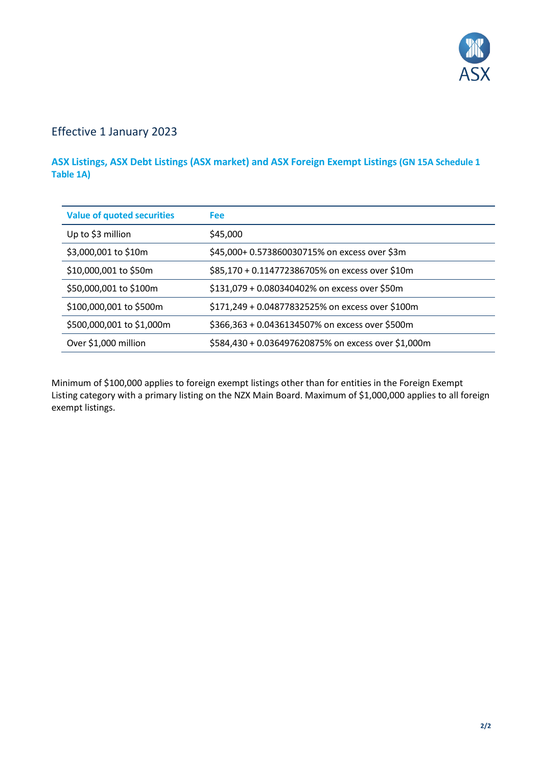Effective 1 January 2023

## ASX Listings, ASX Debt Listings (ASX market) and ASX Foreign Exempt Listings (GN 15A Schedule 1 Table 1A)

| Value of quoted securities | Fee |
| --- | --- |
| Up to $3 million | $45,000 |
| $3,000,001 to $10m | $45,000+ 0.573860030715% on excess over $3m |
| $10,000,001 to $50m | $85,170 + 0.114772386705% on excess over $10m |
| $50,000,001 to $100m | $131,079 + 0.080340402% on excess over $50m |
| $100,000,001 to $500m | $171,249 + 0.04877832525% on excess over $100m |
| $500,000,001 to $1,000m | $366,363 + 0.0436134507% on excess over $500m |
| Over $1,000 million | $584,430 + 0.036497620875% on excess over $1,000m |

Minimum of $100,000 applies to foreign exempt listings other than for entities in the Foreign Exempt Listing category with a primary listing on the NZX Main Board. Maximum of $1,000,000 applies to all foreign exempt listings.